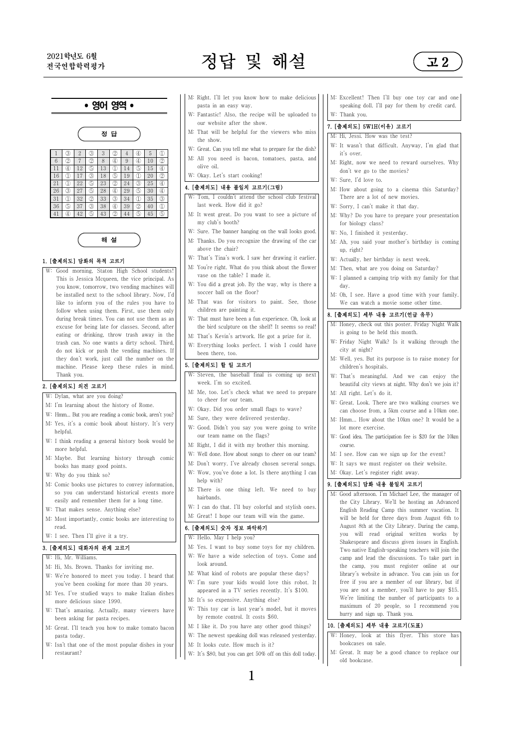2021학년도 6월
전국연합학력평가

# 정답 및 해설

고2

## • 영어 영역 •

### 정 답

| 1 | ③ | 2 | ③ | 3 | ② | 4 | ④ | 5 | ① |
|---|---|---|---|---|---|---|---|---|---|
| 6 | ② | 7 | ② | 8 | ④ | 9 | ④ | 10 | ② |
| 11 | ④ | 12 | ⑤ | 13 | ① | 14 | ⑤ | 15 | ④ |
| 16 | ① | 17 | ③ | 18 | ⑤ | 19 | ① | 20 | ② |
| 21 | ① | 22 | ⑤ | 23 | ② | 24 | ③ | 25 | ④ |
| 26 | ③ | 27 | ⑤ | 28 | ④ | 29 | ⑤ | 30 | ④ |
| 31 | ① | 32 | ② | 33 | ③ | 34 | ① | 35 | ③ |
| 36 | ⑤ | 37 | ③ | 38 | ④ | 39 | ② | 40 | ① |
| 41 | ④ | 42 | ⑤ | 43 | ② | 44 | ⑤ | 45 | ⑤ |

### 해 설

**1. [출제의도] 담화의 목적 고르기**

W: Good morning, Staton High School students! This is Jessica Mcqueen, the vice principal. As you know, tomorrow, two vending machines will be installed next to the school library. Now, I'd like to inform you of the rules you have to follow when using them. First, use them only during break times. You can not use them as an excuse for being late for classes. Second, after eating or drinking, throw trash away in the trash can. No one wants a dirty school. Third, do not kick or push the vending machines. If they don't work, just call the number on the machine. Please keep these rules in mind. Thank you.

**2. [출제의도] 의견 고르기**

W: Dylan, what are you doing?
M: I'm learning about the history of Rome.
W: Hmm... But you are reading a comic book, aren't you?
M: Yes, it's a comic book about history. It's very helpful.
W: I think reading a general history book would be more helpful.
M: Maybe. But learning history through comic books has many good points.
W: Why do you think so?
M: Comic books use pictures to convey information, so you can understand historical events more easily and remember them for a long time.
W: That makes sense. Anything else?
M: Most importantly, comic books are interesting to read.
W: I see. Then I'll give it a try.

**3. [출제의도] 대화자의 관계 고르기**

W: Hi, Mr. Williams.
M: Hi, Ms. Brown. Thanks for inviting me.
W: We're honored to meet you today. I heard that you've been cooking for more than 30 years.
M: Yes. I've studied ways to make Italian dishes more delicious since 1990.
W: That's amazing. Actually, many viewers have been asking for pasta recipes.
M: Great. I'll teach you how to make tomato bacon pasta today.
W: Isn't that one of the most popular dishes in your restaurant?
M: Right. I'll let you know how to make delicious pasta in an easy way.
W: Fantastic! Also, the recipe will be uploaded to our website after the show.
M: That will be helpful for the viewers who miss the show.
W: Great. Can you tell me what to prepare for the dish?
M: All you need is bacon, tomatoes, pasta, and olive oil.
W: Okay. Let's start cooking!

**4. [출제의도] 내용 불일치 고르기(그림)**

W: Tom, I couldn't attend the school club festival last week. How did it go?
M: It went great. Do you want to see a picture of my club's booth?
W: Sure. The banner hanging on the wall looks good.
M: Thanks. Do you recognize the drawing of the car above the chair?
W: That's Tina's work. I saw her drawing it earlier.
M: You're right. What do you think about the flower vase on the table? I made it.
W: You did a great job. By the way, why is there a soccer ball on the floor?
M: That was for visitors to paint. See, those children are painting it.
W: That must have been a fun experience. Oh, look at the bird sculpture on the shelf! It seems so real!
M: That's Kevin's artwork. He got a prize for it.
W: Everything looks perfect. I wish I could have been there, too.

**5. [출제의도] 할 일 고르기**

W: Steven, the baseball final is coming up next week. I'm so excited.
M: Me, too. Let's check what we need to prepare to cheer for our team.
W: Okay. Did you order small flags to wave?
M: Sure, they were delivered yesterday.
W: Good. Didn't you say you were going to write our team name on the flags?
M: Right, I did it with my brother this morning.
W: Well done. How about songs to cheer on our team?
M: Don't worry. I've already chosen several songs.
W: Wow, you've done a lot. Is there anything I can help with?
M: There is one thing left. We need to buy hairbands.
W: I can do that. I'll buy colorful and stylish ones.
M: Great! I hope our team will win the game.

**6. [출제의도] 숫자 정보 파악하기**

W: Hello. May I help you?
M: Yes. I want to buy some toys for my children.
W: We have a wide selection of toys. Come and look around.
M: What kind of robots are popular these days?
W: I'm sure your kids would love this robot. It appeared in a TV series recently. It's $100.
M: It's so expensive. Anything else?
W: This toy car is last year's model, but it moves by remote control. It costs $60.
M: I like it. Do you have any other good things?
W: The newest speaking doll was released yesterday.
M: It looks cute. How much is it?
W: It's $80, but you can get 50% off on this doll today.
M: Excellent! Then I'll buy one toy car and one speaking doll. I'll pay for them by credit card.
W: Thank you.

**7. [출제의도] 5W1H(이유) 고르기**

M: Hi, Jessi. How was the test?
W: It wasn't that difficult. Anyway, I'm glad that it's over.
M: Right, now we need to reward ourselves. Why don't we go to the movies?
W: Sure, I'd love to.
M: How about going to a cinema this Saturday? There are a lot of new movies.
W: Sorry, I can't make it that day.
M: Why? Do you have to prepare your presentation for biology class?
W: No, I finished it yesterday.
M: Ah, you said your mother's birthday is coming up, right?
W: Actually, her birthday is next week.
M: Then, what are you doing on Saturday?
W: I planned a camping trip with my family for that day.
M: Oh, I see. Have a good time with your family. We can watch a movie some other time.

**8. [출제의도] 세부 내용 고르기(언급 유무)**

M: Honey, check out this poster. Friday Night Walk is going to be held this month.
W: Friday Night Walk? Is it walking through the city at night?
M: Well, yes. But its purpose is to raise money for children's hospitals.
W: That's meaningful. And we can enjoy the beautiful city views at night. Why don't we join it?
M: All right. Let's do it.
W: Great. Look. There are two walking courses we can choose from, a 5km course and a 10km one.
M: Hmm... How about the 10km one? It would be a lot more exercise.
W: Good idea. The participation fee is $20 for the 10km course.
M: I see. How can we sign up for the event?
W: It says we must register on their website.
M: Okay. Let's register right away.

**9. [출제의도] 담화 내용 불일치 고르기**

M: Good afternoon. I'm Michael Lee, the manager of the City Library. We'll be hosting an Advanced English Reading Camp this summer vacation. It will be held for three days from August 6th to August 8th at the City Library. During the camp, you will read original written works by Shakespeare and discuss given issues in English. Two native English-speaking teachers will join the camp and lead the discussions. To take part in the camp, you must register online at our library's website in advance. You can join us for free if you are a member of our library, but if you are not a member, you'll have to pay $15. We're limiting the number of participants to a maximum of 20 people, so I recommend you hurry and sign up. Thank you.

**10. [출제의도] 세부 내용 고르기(도표)**

W: Honey, look at this flyer. This store has bookcases on sale.
M: Great. It may be a good chance to replace our old bookcase.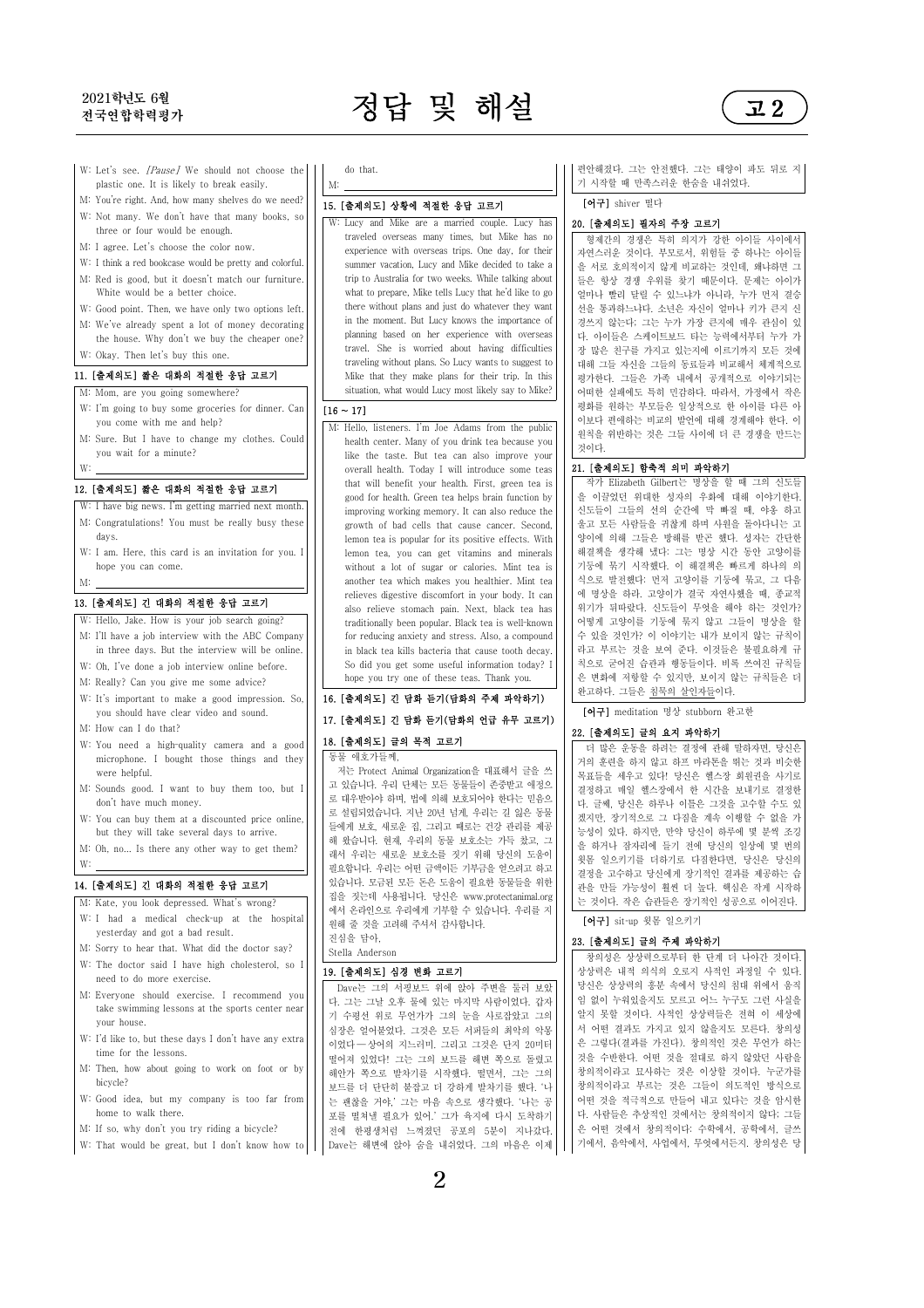W: Let's see. *[Pause]* We should not choose the plastic one. It is likely to break easily.

M: You're right. And, how many shelves do we need?

W: Not many. We don't have that many books, so three or four would be enough.

M: I agree. Let's choose the color now.

W: I think a red bookcase would be pretty and colorful.

M: Red is good, but it doesn't match our furniture. White would be a better choice.

W: Good point. Then, we have only two options left.

M: We've already spent a lot of money decorating the house. Why don't we buy the cheaper one?

W: Okay. Then let's buy this one.

### 11. [출제의도] 짧은 대화의 적절한 응답 고르기

M: Mom, are you going somewhere?

W: I'm going to buy some groceries for dinner. Can you come with me and help?

M: Sure. But I have to change my clothes. Could you wait for a minute?

W: ____________

### 12. [출제의도] 짧은 대화의 적절한 응답 고르기

W: I have big news. I'm getting married next month.

M: Congratulations! You must be really busy these days.

W: I am. Here, this card is an invitation for you. I hope you can come.

M: ____________

### 13. [출제의도] 긴 대화의 적절한 응답 고르기

W: Hello, Jake. How is your job search going?

M: I'll have a job interview with the ABC Company in three days. But the interview will be online.

W: Oh, I've done a job interview online before.

M: Really? Can you give me some advice?

W: It's important to make a good impression. So, you should have clear video and sound.

M: How can I do that?

W: You need a high-quality camera and a good microphone. I bought those things and they were helpful.

M: Sounds good. I want to buy them too, but I don't have much money.

W: You can buy them at a discounted price online, but they will take several days to arrive.

M: Oh, no... Is there any other way to get them?

W: ____________

### 14. [출제의도] 긴 대화의 적절한 응답 고르기

M: Kate, you look depressed. What's wrong?

W: I had a medical check-up at the hospital yesterday and got a bad result.

M: Sorry to hear that. What did the doctor say?

W: The doctor said I have high cholesterol, so I need to do more exercise.

M: Everyone should exercise. I recommend you take swimming lessons at the sports center near your house.

W: I'd like to, but these days I don't have any extra time for the lessons.

M: Then, how about going to work on foot or by bicycle?

W: Good idea, but my company is too far from home to walk there.

M: If so, why don't you try riding a bicycle?

W: That would be great, but I don't know how to do that.

M: ____________

### 15. [출제의도] 상황에 적절한 응답 고르기

W: Lucy and Mike are a married couple. Lucy has traveled overseas many times, but Mike has no experience with overseas trips. One day, for their summer vacation, Lucy and Mike decided to take a trip to Australia for two weeks. While talking about what to prepare, Mike tells Lucy that he'd like to go there without plans and just do whatever they want in the moment. But Lucy knows the importance of planning based on her experience with overseas travel. She is worried about having difficulties traveling without plans. So Lucy wants to suggest to Mike that they make plans for their trip. In this situation, what would Lucy most likely say to Mike?

[16 ~ 17]

M: Hello, listeners. I'm Joe Adams from the public health center. Many of you drink tea because you like the taste. But tea can also improve your overall health. Today I will introduce some teas that will benefit your health. First, green tea is good for health. Green tea helps brain function by improving working memory. It can also reduce the growth of bad cells that cause cancer. Second, lemon tea is popular for its positive effects. With lemon tea, you can get vitamins and minerals without a lot of sugar or calories. Mint tea is another tea which makes you healthier. Mint tea relieves digestive discomfort in your body. It can also relieve stomach pain. Next, black tea has traditionally been popular. Black tea is well-known for reducing anxiety and stress. Also, a compound in black tea kills bacteria that cause tooth decay. So did you get some useful information today? I hope you try one of these teas. Thank you.

### 16. [출제의도] 긴 담화 듣기(담화의 주제 파악하기)

### 17. [출제의도] 긴 담화 듣기(담화의 언급 유무 고르기)

### 18. [출제의도] 글의 목적 고르기

동물 애호가들께,

저는 Protect Animal Organization을 대표해서 글을 쓰고 있습니다. 우리 단체는 모든 동물들이 존중받고 애정으로 대우받아야 하며, 법에 의해 보호되어야 한다는 믿음으로 설립되었습니다. 지난 20년 넘게, 우리는 길 잃은 동물들에게 보호, 새로운 집, 그리고 때로는 건강 관리를 제공해 왔습니다. 현재, 우리의 동물 보호소는 가득 찼고, 그래서 우리는 새로운 보호소를 짓기 위해 당신의 도움이 필요합니다. 우리는 어떤 금액이든 기부금을 얻으려고 하고 있습니다. 모금된 모든 돈은 도움이 필요한 동물들을 위한 집을 짓는데 사용됩니다. 당신은 www.protectanimal.org에서 온라인으로 우리에게 기부할 수 있습니다. 우리를 지원해 줄 것을 고려해 주셔서 감사합니다.

진심을 담아,

Stella Anderson

### 19. [출제의도] 심경 변화 고르기

Dave는 그의 서핑보드 위에 앉아 주변을 둘러 보았다. 그는 그날 오후 물에 있는 마지막 사람이었다. 갑자기 수평선 위로 무언가가 그의 눈을 사로잡았고 그의 심장은 얼어붙었다. 그것은 모든 서퍼들의 최악의 악몽이었다 ― 상어의 지느러미. 그리고 그것은 단지 20미터 떨어져 있었다! 그는 그의 보드를 해변 쪽으로 돌렸고 해안가 쪽으로 발차기를 시작했다. 떨면서, 그는 그의 보드를 더 단단히 붙잡고 더 강하게 발차기를 했다. '나는 괜찮을 거야,' 그는 마음 속으로 생각했다. '나는 공포를 떨쳐낼 필요가 있어.' 그가 육지에 다시 도착하기 전에 한평생처럼 느껴졌던 공포의 5분이 지나갔다. Dave는 해변에 앉아 숨을 내쉬었다. 그의 마음은 이제 편안해졌다. 그는 안전했다. 그는 태양이 파도 뒤로 지기 시작할 때 만족스러운 한숨을 내쉬었다.

[어구] shiver 떨다

### 20. [출제의도] 필자의 주장 고르기

형제간의 경쟁은 특히 의지가 강한 아이들 사이에서 자연스러운 것이다. 부모로서, 위험들 중 하나는 아이들을 서로 호의적이지 않게 비교하는 것인데, 왜냐하면 그들은 항상 경쟁 우위를 찾기 때문이다. 문제는 아이가 얼마나 빨리 달릴 수 있느냐가 아니라, 누가 먼저 결승선을 통과하느냐다. 소년은 자신이 얼마나 키가 큰지 신경쓰지 않는다; 그는 누가 가장 큰지에 매우 관심이 있다. 아이들은 스케이트보드 타는 능력에서부터 누가 가장 많은 친구를 가지고 있는지에 이르기까지 모든 것에 대해 그들 자신을 그들의 동료들과 비교해서 체계적으로 평가한다. 그들은 가족 내에서 공개적으로 이야기되는 어떠한 실패에도 특히 민감하다. 따라서, 가정에서 작은 평화를 원하는 부모들은 일상적으로 한 아이를 다른 아이보다 편애하는 비교의 발언에 대해 경계해야 한다. 이 원칙을 위반하는 것은 그들 사이에 더 큰 경쟁을 만드는 것이다.

### 21. [출제의도] 함축적 의미 파악하기

작가 Elizabeth Gilbert는 명상을 할 때 그의 신도들을 이끌었던 위대한 성자의 우화에 대해 이야기한다. 신도들이 그들의 선의 순간에 막 빠질 때, 야옹 하고 울고 모든 사람들을 귀찮게 하며 사원을 돌아다니는 고양이에 의해 그들은 방해를 받곤 했다. 성자는 간단한 해결책을 생각해 냈다: 그는 명상 시간 동안 고양이를 기둥에 묶기 시작했다. 이 해결책은 빠르게 하나의 의식으로 발전했다: 먼저 고양이를 기둥에 묶고, 그 다음에 명상을 하라. 고양이가 결국 자연사했을 때, 종교적 위기가 뒤따랐다. 신도들이 무엇을 해야 하는 것인가? 어떻게 고양이를 기둥에 묶지 않고 그들이 명상을 할 수 있을 것인가? 이 이야기는 내가 보이지 않는 규칙이라고 부르는 것을 보여 준다. 이것들은 불필요하게 규칙으로 굳어진 습관과 행동들이다. 비록 쓰여진 규칙들은 변화에 저항할 수 있지만, 보이지 않는 규칙들은 더 완고하다. 그들은 침묵의 살인자들이다.

[어구] meditation 명상 stubborn 완고한

### 22. [출제의도] 글의 요지 파악하기

더 많은 운동을 하려는 결정에 관해 말하자면, 당신은 거의 훈련을 하지 않고 하프 마라톤을 뛰는 것과 비슷한 목표들을 세우고 있다! 당신은 헬스장 회원권을 사기로 결정하고 매일 헬스장에서 한 시간을 보내기로 결정한다. 글쎄, 당신은 하루나 이틀은 그것을 고수할 수도 있겠지만, 장기적으로 그 다짐을 계속 이행할 수 없을 가능성이 있다. 하지만, 만약 당신이 하루에 몇 분씩 조깅을 하거나 잠자리에 들기 전에 당신의 일상에 몇 번의 윗몸 일으키기를 더하기로 다짐한다면, 당신은 당신의 결정을 고수하고 당신에게 장기적인 결과를 제공하는 습관을 만들 가능성이 훨씬 더 높다. 핵심은 작게 시작하는 것이다. 작은 습관들은 장기적인 성공으로 이어진다.

[어구] sit-up 윗몸 일으키기

### 23. [출제의도] 글의 주제 파악하기

창의성은 상상력으로부터 한 단계 더 나아간 것이다. 상상력은 내적 의식의 오로지 사적인 과정일 수 있다. 당신은 상상력의 홍분 속에서 당신의 침대 위에서 움직임 없이 누워있을지도 모르고 어느 누구도 그런 사실을 알지 못할 것이다. 사적인 상상력들은 전혀 이 세상에서 어떤 결과도 가지고 있지 않을지도 모른다. 창의성은 그렇다(결과를 가진다). 창의적인 것은 무언가 하는 것을 수반한다. 어떤 것을 절대로 하지 않았던 사람을 창의적이라고 묘사하는 것은 이상할 것이다. 누군가를 창의적이라고 부르는 것은 그들이 의도적인 방식으로 어떤 것을 적극적으로 만들어 내고 있다는 것을 암시한다. 사람들은 추상적인 것에서는 창의적이지 않다; 그들은 어떤 것에서 창의적이다: 수학에서, 공학에서, 글쓰기에서, 음악에서, 사업에서, 무엇에서든지. 창의성은 당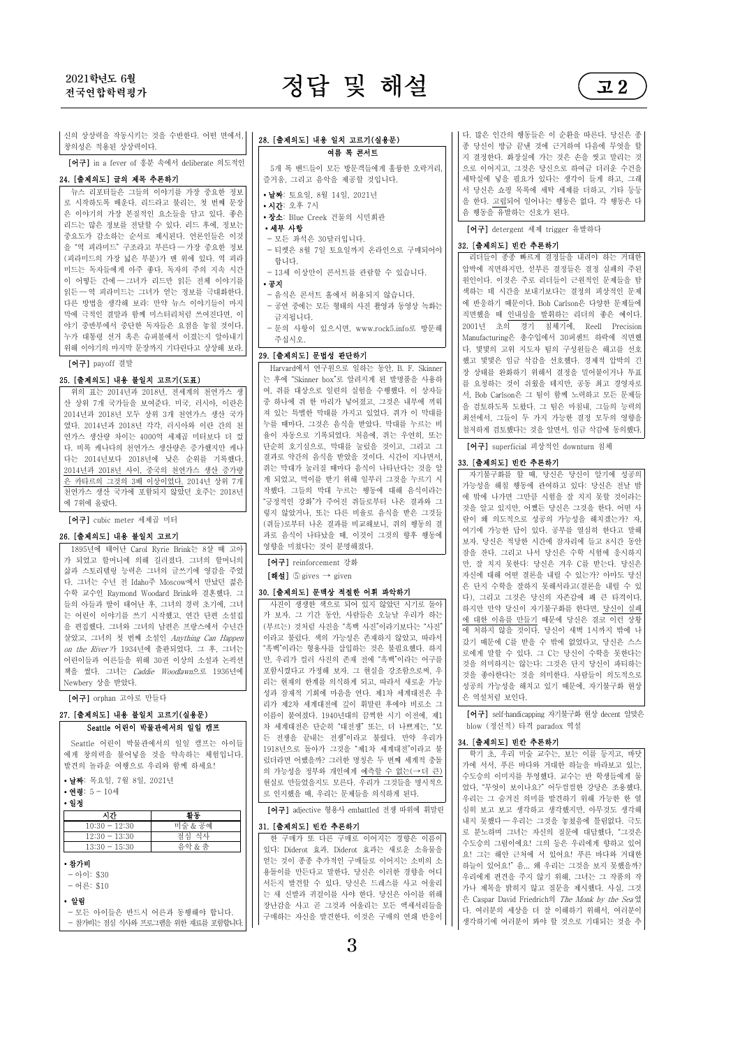신의 상상력을 작동시키는 것을 수반한다. 어떤 면에서, 창의성은 적용된 상상력이다.

[어구] in a fever of 홍분 속에서 deliberate 의도적인

## 24. [출제의도] 글의 제목 추론하기

뉴스 리포터들은 그들의 이야기를 가장 중요한 정보로 시작하도록 배운다. 리드라고 불리는, 첫 번째 문장은 이야기의 가장 본질적인 요소들을 담고 있다. 좋은 리드는 많은 정보를 전달할 수 있다. 리드 후에, 정보는 중요도가 감소하는 순서로 제시된다. 언론인들은 이것을 "역 피라미드" 구조라고 부른다 — 가장 중요한 정보(피라미드의 가장 넓은 부분)가 맨 위에 있다. 역 피라미드는 독자들에게 아주 좋다. 독자의 주의 지속 시간이 어떻든 간에 — 그녀가 리드만 읽든 전체 이야기를 읽든 — 역 피라미드는 그녀가 얻는 정보를 극대화한다. 다른 방법을 생각해 보라: 만약 뉴스 이야기들이 마지막에 극적인 결말과 함께 미스터리처럼 쓰여진다면, 이야기 중반부에서 중단한 독자들은 요점을 놓칠 것이다. 누가 대통령 선거 혹은 슈퍼볼에서 이겼는지 알아내기 위해 이야기의 마지막 문장까지 기다린다고 상상해 보라.

[어구] payoff 결말

## 25. [출제의도] 내용 불일치 고르기(도표)

위의 표는 2014년과 2018년, 전세계의 천연가스 생산 상위 7개 국가들을 보여준다. 미국, 러시아, 이란은 2014년과 2018년 모두 상위 3개 천연가스 생산 국가였다. 2014년과 2018년 각각, 러시아와 이란 간의 천연가스 생산량 차이는 4000억 세제곱 미터보다 더 컸다. 비록 캐나다의 천연가스 생산량은 증가했지만 캐나다는 2014년보다 2018년에 낮은 순위를 기록했다. 2014년과 2018년 사이, 중국의 천연가스 생산 증가량은 카타르의 그것의 3배 이상이었다. 2014년 상위 7개 천연가스 생산 국가에 포함되지 않았던 호주는 2018년에 7위에 올랐다.

[어구] cubic meter 세제곱 미터

## 26. [출제의도] 내용 불일치 고르기

1895년에 태어난 Carol Ryrie Brink는 8살 때 고아가 되었고 할머니에 의해 길러졌다. 그녀의 할머니의 삶과 스토리텔링 능력은 그녀의 글쓰기에 영감을 주었다. 그녀는 수년 전 Idaho주 Moscow에서 만났던 젊은 수학 교수인 Raymond Woodard Brink와 결혼했다. 그들의 아들과 딸이 태어난 후, 그녀의 경력 초기에, 그녀는 어린이 이야기를 쓰기 시작했고, 연간 단편 소설집을 편집했다. 그녀와 그녀의 남편은 프랑스에서 수년간 살았고, 그녀의 첫 번째 소설인 *Anything Can Happen on the River*가 1934년에 출판되었다. 그 후, 그녀는 어린이들과 어른들을 위해 30권 이상의 소설과 논픽션 책을 썼다. 그녀는 *Caddie Woodlawn*으로 1936년에 Newbery 상을 받았다.

[어구] orphan 고아로 만들다

## 27. [출제의도] 내용 불일치 고르기(실용문)

**Seattle 어린이 박물관에서의 일일 캠프**

Seattle 어린이 박물관에서의 일일 캠프는 아이들에게 창의력을 불어넣을 것을 약속하는 체험입니다. 발견의 놀라운 여행으로 우리와 함께 하세요!

- **날짜**: 목요일, 7월 8일, 2021년
- **연령**: 5 – 10세
- **일정**

| 시간 | 활동 |
|---|---|
| 10:30 – 12:30 | 미술 & 공예 |
| 12:30 – 13:30 | 점심 식사 |
| 13:30 – 15:30 | 음악 & 춤 |

- **참가비**
  - 아이: $30
  - 어른: $10
- **알림**
  - 모든 아이들은 반드시 어른과 동행해야 합니다.
  - 참가비는 점심 식사와 프로그램을 위한 재료를 포함합니다.

## 28. [출제의도] 내용 일치 고르기(실용문)

**여름 록 콘서트**

5개 록 밴드들이 모든 방문객들에게 훌륭한 오락거리, 즐거움, 그리고 음악을 제공할 것입니다.

- **날짜**: 토요일, 8월 14일, 2021년
- **시간**: 오후 7시
- **장소**: Blue Creek 건물의 시민회관
- **세부 사항**
  - 모든 좌석은 30달러입니다.
  - 티켓은 8월 7일 토요일까지 온라인으로 구매되어야 합니다.
  - 13세 이상만이 콘서트를 관람할 수 있습니다.
- **공지**
  - 음식은 콘서트 홀에서 허용되지 않습니다.
  - 공연 중에는 모든 형태의 사진 촬영과 동영상 녹화는 금지됩니다.
  - 문의 사항이 있으시면, www.rock5info로 방문해 주십시오.

## 29. [출제의도] 문법성 판단하기

Harvard에서 연구원으로 일하는 동안, B. F. Skinner는 후에 "Skinner box"로 알려지게 된 발명품을 사용하여, 쥐를 대상으로 일련의 실험을 수행했다. 이 상자들 중 하나에 쥐 한 마리가 넣어졌고, 그것은 내부에 끼워져 있는 특별한 막대를 가지고 있었다. 쥐가 이 막대를 누를 때마다, 그것은 음식을 받았다. 막대를 누르는 비율이 자동으로 기록되었다. 처음에, 쥐는 우연히, 또는 단순히 호기심으로, 막대를 눌렀을 것이고, 그리고 그 결과로 약간의 음식을 받았을 것이다. 시간이 지나면서, 쥐는 막대가 눌러질 때마다 음식이 나타난다는 것을 알게 되었고, 먹이를 받기 위해 일부러 그것을 누르기 시작했다. 그들의 막대 누르는 행동에 대해 음식이라는 "긍정적인 강화"가 주어진 쥐들로부터 나온 결과와 그렇지 않았거나, 또는 다른 비율로 음식을 받은 그것들(쥐들)로부터 나온 결과를 비교해보니, 쥐의 행동의 결과로 음식이 나타났을 때, 이것이 그것의 향후 행동에 영향을 미쳤다는 것이 분명해졌다.

[어구] reinforcement 강화

[해설] ⑤ gives → given

## 30. [출제의도] 문맥상 적절한 어휘 파악하기

사진이 생생한 색으로 되어 있지 않았던 시기로 돌아가 보자. 그 기간 동안, 사람들은 오늘날 우리가 하는 (부르는) 것처럼 사진을 "흑백 사진"이라기보다는 "사진"이라고 불렀다. 색의 가능성은 존재하지 않았고, 따라서 "흑백"이라는 형용사를 삽입하는 것은 불필요했다. 하지만, 우리가 컬러 사진의 존재 전에 "흑백"이라는 어구를 포함시켰다고 가정해 보자. 그 현실을 강조함으로써, 우리는 현재의 한계를 의식하게 되고, 따라서 새로운 가능성과 잠재적 기회에 마음을 연다. 제1차 세계대전은 우리가 제2차 세계대전에 깊이 휘말린 후에야 비로소 그 이름이 붙여졌다. 1940년대의 끔찍한 시기 이전에, 제1차 세계대전은 단순히 "대전쟁" 또는, 더 나쁘게는, "모든 전쟁을 끝내는 전쟁"이라고 불렸다. 만약 우리가 1918년으로 돌아가 그것을 "제1차 세계대전"이라고 불렀더라면 어땠을까? 그러한 명칭은 두 번째 세계적 충돌의 가능성을 정부와 개인에게 예측할 수 없는(→ 더 큰) 현실로 만들었을지도 모른다. 우리가 그것들을 명시적으로 인지했을 때, 우리는 문제들을 의식하게 된다.

[어구] adjective 형용사 embattled 전쟁 따위에 휘말린

## 31. [출제의도] 빈칸 추론하기

한 구매가 또 다른 구매로 이어지는 경향은 이름이 있다: Diderot 효과. Diderot 효과는 새로운 소유물을 얻는 것이 종종 추가적인 구매로 이어지는 소비의 소용돌이를 만든다고 말한다. 당신은 이러한 경향을 어디서든지 발견할 수 있다. 당신은 드레스를 사고 어울리는 새 신발과 귀걸이를 사야 한다. 당신은 아이를 위해 장난감을 사고 곧 그것과 어울리는 모든 액세서리들을 구매하는 자신을 발견한다. 이것은 구매의 연쇄 반응이다. 많은 인간의 행동들은 이 순환을 따른다. 당신은 종종 당신이 방금 끝낸 것에 근거하여 다음에 무엇을 할지 결정한다. 화장실에 가는 것은 손을 씻고 말리는 것으로 이어지고, 그것은 당신으로 하여금 더러운 수건을 세탁실에 넣을 필요가 있다는 생각이 들게 하고, 그래서 당신은 쇼핑 목록에 세탁 세제를 더하고, 기타 등등을 한다. 고립되어 일어나는 행동은 없다. 각 행동은 다음 행동을 유발하는 신호가 된다.

[어구] detergent 세제 trigger 유발하다

## 32. [출제의도] 빈칸 추론하기

리더들이 종종 빠르게 결정들을 내려야 하는 거대한 압박에 직면하지만, 섣부른 결정들은 결정 실패의 주된 원인이다. 이것은 주로 리더들이 근원적인 문제들을 탐색하는 데 시간을 보내기보다는 결정의 피상적인 문제에 반응하기 때문이다. Bob Carlson은 다양한 문제들에 직면했을 때 인내심을 발휘하는 리더의 좋은 예이다. 2001년 초의 경기 침체기에, Reell Precision Manufacturing은 총수입에서 30퍼센트 하락에 직면했다. 몇몇의 고위 지도자 팀의 구성원들은 해고를 선호했고 몇몇은 임금 삭감을 선호했다. 경제적 압박의 긴장 상태를 완화하기 위해서 결정을 밀어붙이거나 투표를 요청하는 것이 쉬웠을 테지만, 공동 최고 경영자로서, Bob Carlson은 그 팀이 함께 노력하고 모든 문제들을 검토하도록 도왔다. 그 팀은 마침내, 그들의 능력의 최선에서, 그들이 두 가지 가능한 결정 모두의 영향을 철저하게 검토했다는 것을 알면서, 임금 삭감에 동의했다.

[어구] superficial 피상적인 downturn 침체

## 33. [출제의도] 빈칸 추론하기

자기불구화를 할 때, 당신은 당신이 알기에 성공의 가능성을 해칠 행동에 관여하고 있다: 당신은 전날 밤에 밖에 나가면 그만큼 시험을 잘 치지 못할 것이라는 것을 알고 있지만, 어쨌든 당신은 그것을 한다. 어떤 사람이 왜 의도적으로 성공의 가능성을 해치겠는가? 자, 여기에 가능한 답이 있다. 공부를 열심히 한다고 말해 보자. 당신은 적당한 시간에 잠자리에 들고 8시간 동안 잠을 잔다. 그리고 나서 당신은 수학 시험에 응시하지만, 잘 치지 못한다: 당신은 겨우 C를 받는다. 당신은 자신에 대해 어떤 결론을 내릴 수 있는가? 아마도 당신은 단지 수학을 잘하지 못해서라고(결론을 내릴 수 있다), 그리고 그것은 당신의 자존감에 꽤 큰 타격이다. 하지만 만약 당신이 자기불구화를 한다면, 당신이 실패에 대한 이유를 만들기 때문에 당신은 결코 이런 상황에 처하지 않을 것이다. 당신이 새벽 1시까지 밖에 나갔기 때문에 C를 받을 수 밖에 없었다고, 당신은 스스로에게 말할 수 있다. 그 C는 당신이 수학을 못한다는 것을 의미하지는 않는다; 그것은 단지 당신이 파티하는 것을 좋아한다는 것을 의미한다. 사람들이 의도적으로 성공의 가능성을 해치고 있기 때문에, 자기불구화 현상은 역설처럼 보인다.

[어구] self-handicapping 자기불구화 현상 decent 알맞은 blow (정신적) 타격 paradox 역설

## 34. [출제의도] 빈칸 추론하기

학기 초, 우리 미술 교수는, 보는 이를 등지고, 바닷가에 서서, 푸른 바다와 거대한 하늘을 바라보고 있는, 수도승의 이미지를 투영했다. 교수는 반 학생들에게 물었다, "무엇이 보이나요?" 어두컴컴한 강당은 조용했다. 우리는 그 숨겨진 의미를 발견하기 위해 가능한 한 열심히 보고 보고 생각하고 생각했지만, 아무것도 생각해내지 못했다 — 우리는 그것을 놓쳤음에 틀림없다. 극도로 분노하며 그녀는 자신의 질문에 대답했다. "그것은 수도승의 그림이에요! 그의 등은 우리에게 향하고 있어요! 그는 해안 근처에 서 있어요! 푸른 바다와 거대한 하늘이 있어요!" 음... 왜 우리는 그것을 보지 못했을까? 우리에게 편견을 주지 않기 위해, 그녀는 그 작품의 작가나 제목을 밝히지 않고 질문을 제시했다. 사실, 그것은 Caspar David Friedrich의 *The Monk by the Sea*였다. 여러분의 세상을 더 잘 이해하기 위해서, 여러분이 생각하기에 여러분이 봐야 할 것으로 기대되는 것을 추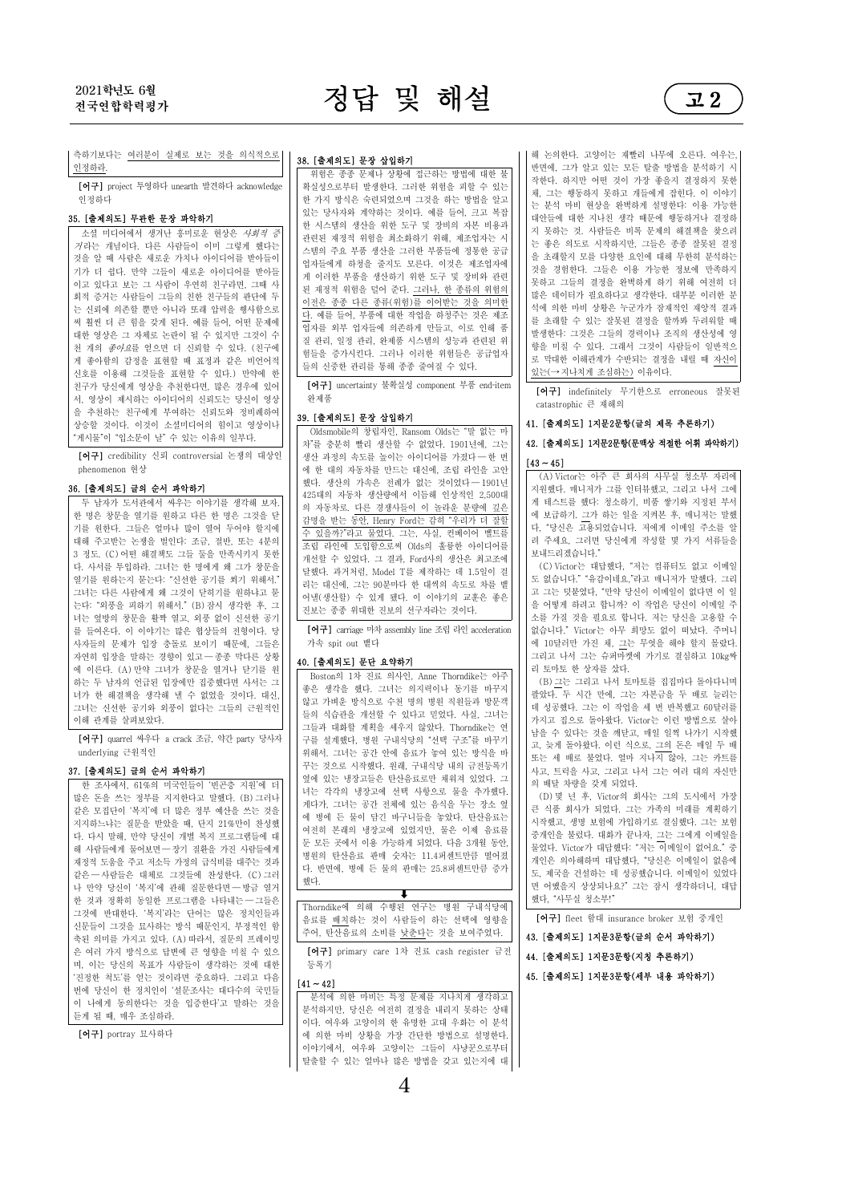측하기보다는 여러분이 실제로 보는 것을 의식적으로 인정하라.

[어구] project 투영하다 unearth 발견하다 acknowledge 인정하다

### 35. [출제의도] 무관한 문장 파악하기

소셜 미디어에서 생겨난 흥미로운 현상은 *사회적 증거*라는 개념이다. 다른 사람들이 이미 그렇게 했다는 것을 알 때 사람은 새로운 가치나 아이디어를 받아들이기가 더 쉽다. 만약 그들이 새로운 아이디어를 받아들이고 있다고 보는 그 사람이 우연히 친구라면, 그때 사회적 증거는 사람들이 그들의 친한 친구들의 판단에 두는 신뢰에 의존할 뿐만 아니라 또한 압력을 행사함으로써 훨씬 더 큰 힘을 갖게 된다. 예를 들어, 어떤 문제에 대한 영상은 그 자체로 논란이 될 수 있지만 그것이 수천 개의 *좋아요*를 얻으면 더 신뢰할 수 있다. (친구에게 좋아함의 감정을 표현할 때 표정과 같은 비언어적 신호를 이용해 그것들을 표현할 수 있다.) 만약에 한 친구가 당신에게 영상을 추천한다면, 많은 경우에 있어서, 영상이 제시하는 아이디어의 신뢰도는 당신이 영상을 추천하는 친구에게 부여하는 신뢰도와 정비례하여 상승할 것이다. 이것이 소셜미디어의 힘이고 영상이나 "게시물"이 "입소문이 날" 수 있는 이유의 일부다.

[어구] credibility 신뢰 controversial 논쟁의 대상인 phenomenon 현상

### 36. [출제의도] 글의 순서 파악하기

두 남자가 도서관에서 싸우는 이야기를 생각해 보자. 한 명은 창문을 열기를 원하고 다른 한 명은 그것을 닫기를 원한다. 그들은 얼마나 많이 열어 두어야 할지에 대해 주고받는 논쟁을 벌인다: 조금, 절반, 또는 4분의 3 정도. (C) 어떤 해결책도 그들 둘을 만족시키지 못한다. 사서를 투입하라. 그녀는 한 명에게 왜 그가 창문을 열기를 원하는지 묻는다: "신선한 공기를 쐬기 위해서." 그녀는 다른 사람에게 왜 그것이 닫히기를 원하냐고 묻는다: "외풍을 피하기 위해서." (B) 잠시 생각한 후, 그녀는 옆방의 창문을 활짝 열고, 외풍 없이 신선한 공기를 들여온다. 이 이야기는 많은 협상들의 전형이다. 당사자들의 문제가 입장 충돌로 보이기 때문에, 그들은 자연히 입장을 말하는 경향이 있고—종종 막다른 상황에 이른다. (A) 만약 그녀가 창문을 열거나 닫기를 원하는 두 남자의 언급된 입장에만 집중했더라면 사서는 그녀가 한 해결책을 생각해 낼 수 없었을 것이다. 대신, 그녀는 신선한 공기와 외풍이 없다는 그들의 근원적인 이해 관계를 살펴보았다.

[어구] quarrel 싸우다 a crack 조금, 약간 party 당사자 underlying 근원적인

### 37. [출제의도] 글의 순서 파악하기

한 조사에서, 61%의 미국인들이 '빈곤층 지원'에 더 많은 돈을 쓰는 정부를 지지한다고 말했다. (B) 그러나 같은 모집단이 '복지'에 더 많은 정부 예산을 쓰는 것을 지지하느냐는 질문을 받았을 때, 단지 21%만이 찬성했다. 다시 말해, 만약 당신이 개별 복지 프로그램들에 대해 사람들에게 물어보면—장기 질환을 가진 사람들에게 재정적 도움을 주고 저소득 가정의 급식비를 대주는 것과 같은—사람들은 대체로 그것들에 찬성한다. (C) 그러나 만약 당신이 '복지'에 관해 질문한다면—방금 열거한 것과 정확히 동일한 프로그램을 나타내는—그들은 그것에 반대한다. '복지'라는 단어는 많은 정치인들과 신문들이 그것을 묘사하는 방식 때문인지, 부정적인 함축된 의미를 가지고 있다. (A) 따라서, 질문의 프레이밍은 여러 가지 방식으로 답변에 큰 영향을 미칠 수 있으며, 이는 당신의 목표가 사람들이 생각하는 것에 대한 '진정한 척도'를 얻는 것이라면 중요하다. 그리고 다음 번에 당신이 한 정치인이 '설문조사는 대다수의 국민들이 나에게 동의한다는 것을 입증한다'고 말하는 것을 듣게 될 때, 매우 조심하라.

[어구] portray 묘사하다

### 38. [출제의도] 문장 삽입하기

위험은 종종 문제나 상황에 접근하는 방법에 대한 불확실성으로부터 발생한다. 그러한 위험을 피할 수 있는 한 가지 방식은 숙련되었으며 그것을 하는 방법을 알고 있는 당사자와 계약하는 것이다. 예를 들어, 크고 복잡한 시스템의 생산을 위한 도구 및 장비의 자본 비용과 관련된 재정적 위험을 최소화하기 위해, 제조업자는 시스템의 주요 부품 생산을 그러한 부품들에 정통한 공급업자들에게 하청을 줄지도 모른다. 이것은 제조업자에게 이러한 부품을 생산하기 위한 도구 및 장비와 관련된 재정적 위험을 덜어 준다. 그러나, 한 종류의 위험의 이전은 종종 다른 종류(위험)를 이어받는 것을 의미한다. 예를 들어, 부품에 대한 작업을 하청주는 것은 제조업자를 외부 업자들에 의존하게 만들고, 이로 인해 품질 관리, 일정 관리, 완제품 시스템의 성능과 관련된 위험들을 증가시킨다. 그러나 이러한 위험들은 공급업자들의 신중한 관리를 통해 종종 줄어들 수 있다.

[어구] uncertainty 불확실성 component 부품 end-item 완제품

### 39. [출제의도] 문장 삽입하기

Oldsmobile의 창립자인, Ransom Olds는 "말 없는 마차"를 충분히 빨리 생산할 수 없었다. 1901년에, 그는 생산 과정의 속도를 높이는 아이디어를 가졌다—한 번에 한 대의 자동차를 만드는 대신에, 조립 라인을 고안했다. 생산의 가속은 전례가 없는 것이었다—1901년 425대의 자동차 생산량에서 이듬해 인상적인 2,500대의 자동차로. 다른 경쟁사들이 이 놀라운 분량에 깊은 감명을 받는 동안, Henry Ford는 감히 "우리가 더 잘할 수 있을까?"라고 물었다. 그는, 사실, 컨베이어 벨트를 조립 라인에 도입함으로써 Olds의 훌륭한 아이디어를 개선할 수 있었다. 그 결과, Ford사의 생산은 최고조에 달했다. 과거처럼, Model T를 제작하는 데 1.5일이 걸리는 대신에, 그는 90분마다 한 대씩의 속도로 차를 뱉어낼(생산할) 수 있게 됐다. 이 이야기의 교훈은 좋은 진보는 종종 위대한 진보의 선구자라는 것이다.

[어구] carriage 마차 assembly line 조립 라인 acceleration 가속 spit out 뱉다

### 40. [출제의도] 문단 요약하기

Boston의 1차 진료 의사인, Anne Thorndike는 아주 좋은 생각을 했다. 그녀는 의지력이나 동기를 바꾸지 않고 가벼운 방식으로 수천 명의 병원 직원들과 방문객들의 식습관을 개선할 수 있다고 믿었다. 사실, 그녀는 그들과 대화할 계획을 세우지 않았다. Thorndike는 연구를 설계했다, 병원 구내식당의 "선택 구조"를 바꾸기 위해서. 그녀는 공간 안에 음료가 놓여 있는 방식을 바꾸는 것으로 시작했다. 원래, 구내식당 내의 금전등록기 옆에 있는 냉장고들은 탄산음료로만 채워져 있었다. 그녀는 각각의 냉장고에 선택 사항으로 물을 추가했다. 게다가, 그녀는 공간 전체에 있는 음식을 두는 장소 옆에 병에 든 물이 담긴 바구니들을 놓았다. 탄산음료는 여전히 본래의 냉장고에 있었지만, 물은 이제 음료를 둔 모든 곳에서 이용 가능하게 되었다. 다음 3개월 동안, 병원의 탄산음료 판매 숫자는 11.4퍼센트만큼 떨어졌다. 반면에, 병에 든 물의 판매는 25.8퍼센트만큼 증가했다.

⬇

Thorndike에 의해 수행된 연구는 병원 구내식당에 음료를 배치하는 것이 사람들이 하는 선택에 영향을 주어, 탄산음료의 소비를 낮춘다는 것을 보여주었다.

[어구] primary care 1차 진료 cash register 금전등록기

### [41 ~ 42]

분석에 의한 마비는 특정 문제를 지나치게 생각하고 분석하지만, 당신은 여전히 결정을 내리지 못하는 상태이다. 여우와 고양이의 한 유명한 고대 우화는 이 분석에 의한 마비 상황을 가장 간단한 방법으로 설명한다. 이야기에서, 여우와 고양이는 그들이 사냥꾼으로부터 탈출할 수 있는 얼마나 많은 방법을 갖고 있는지에 대해 논의한다. 고양이는 재빨리 나무에 오른다. 여우는, 반면에, 그가 알고 있는 모든 탈출 방법을 분석하기 시작한다. 하지만 어떤 것이 가장 좋은지 결정하지 못한 채, 그는 행동하지 못하고 개들에게 잡힌다. 이 이야기는 분석 마비 현상을 완벽하게 설명한다: 이용 가능한 대안들에 대한 지나친 생각 때문에 행동하거나 결정하지 못하는 것. 사람들은 비록 문제의 해결책을 찾으려는 좋은 의도로 시작하지만, 그들은 종종 잘못된 결정을 초래할지 모를 다양한 요인에 대해 무한히 분석하는 것을 경험한다. 그들은 이용 가능한 정보에 만족하지 못하고 그들의 결정을 완벽하게 하기 위해 여전히 더 많은 데이터가 필요하다고 생각한다. 대부분 이러한 분석에 의한 마비 상황은 누군가가 잠재적인 재앙적 결과를 초래할 수 있는 잘못된 결정을 할까봐 두려워할 때 발생한다: 그것은 그들의 경력이나 조직의 생산성에 영향을 미칠 수 있다. 그래서 그것이 사람들이 일반적으로 막대한 이해관계가 수반되는 결정을 내릴 때 자신이 있는(→ 지나치게 조심하는) 이유이다.

[어구] indefinitely 무기한으로 erroneous 잘못된 catastrophic 큰 재해의

### 41. [출제의도] 1지문2문항(글의 제목 추론하기)

### 42. [출제의도] 1지문2문항(문맥상 적절한 어휘 파악하기)

### [43 ~ 45]

(A) Victor는 아주 큰 회사의 사무실 청소부 자리에 지원했다. 매니저가 그를 인터뷰했고, 그리고 나서 그에게 테스트를 했다: 청소하기, 비품 쌓기와 지정된 부서에 보급하기. 그가 하는 일을 지켜본 후, 매니저는 말했다, "당신은 고용되었습니다. 저에게 이메일 주소를 알려 주세요, 그러면 작성할 몇 가지 서류들을 보내드리겠습니다."

(C) Victor는 대답했다, "저는 컴퓨터도 없고 이메일도 없습니다." "유감이네요,"라고 매니저가 말했다. 그리고 그는 덧붙였다, "만약 당신이 이메일이 없다면 이 일을 어떻게 하려고 합니까? 이 작업은 당신이 이메일 주소를 가질 것을 필요로 합니다. 저는 당신을 고용할 수 없습니다." Victor는 아무 희망도 없이 떠났다. 주머니에 10달러만 가진 채, 그는 무엇을 해야 할지 몰랐다. 그리고 나서 그는 슈퍼마켓에 가기로 결심하고 10kg짜리 토마토 한 상자를 샀다.

(B) 그는 그리고 나서 토마토를 집집마다 돌아다니며 팔았다. 두 시간 만에, 그는 자본금을 두 배로 늘리는 데 성공했다. 그는 이 작업을 세 번 반복했고 60달러를 가지고 집으로 돌아왔다. Victor는 이런 방법으로 살아남을 수 있다는 것을 깨닫고, 매일 일찍 나가기 시작했고, 늦게 돌아왔다. 이런 식으로, 그의 돈은 매일 두 배 또는 세 배로 불었다. 얼마 지나지 않아, 그는 카트를 사고, 트럭을 사고, 그리고 그는 여러 대의 자신만의 배달 차량을 갖게 되었다.

(D) 몇 년 후, Victor의 회사는 그 도시에서 가장 큰 식품 회사가 되었다. 그는 가족의 미래를 계획하기 시작했고, 생명 보험에 가입하기로 결심했다. 그는 보험 중개인을 불렀다. 대화가 끝나자, 그는 그에게 이메일을 물었다. Victor가 대답했다: "저는 이메일이 없어요." 중개인은 의아해하며 대답했다, "당신은 이메일이 없음에도, 제국을 건설하는 데 성공했습니다. 이메일이 있었다면 어땠을지 상상되나요?" 그는 잠시 생각하더니, 대답했다, "사무실 청소부!"

[어구] fleet 함대 insurance broker 보험 중개인

### 43. [출제의도] 1지문3문항(글의 순서 파악하기)

### 44. [출제의도] 1지문3문항(지칭 추론하기)

### 45. [출제의도] 1지문3문항(세부 내용 파악하기)